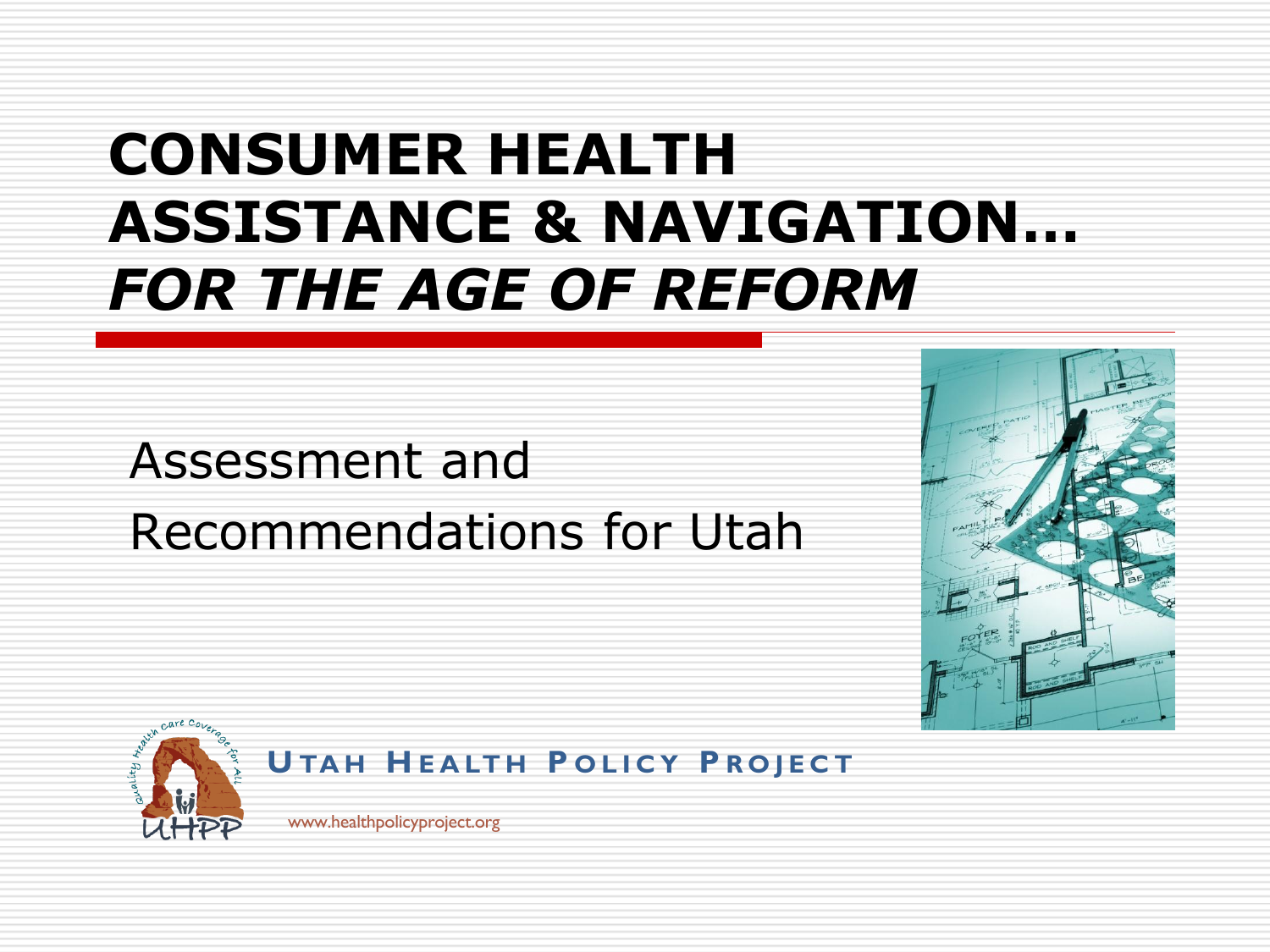# CONSUMER HEALTH ASSISTANCE & NAVIGATION… *FOR THE AGE OF REFORM*

Assessment and Recommendations for Utah

**UTAH HEALTH POLICY PROJECT**

www.healthpolicyproject.org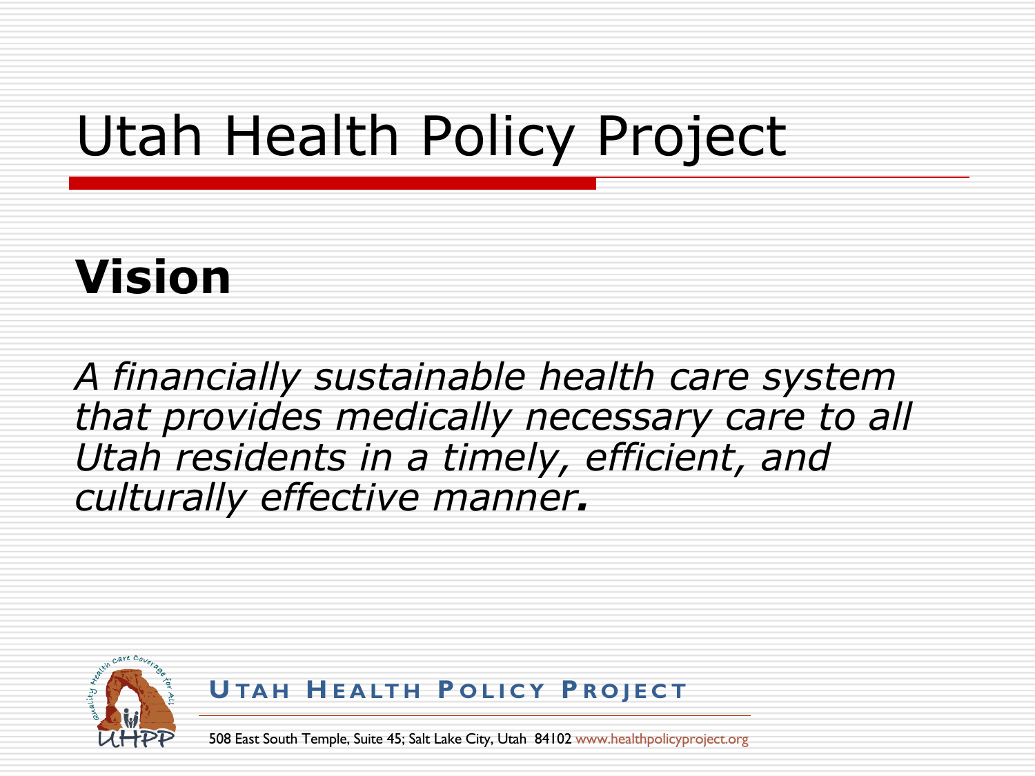# Utah Health Policy Project

## Vision

*A financially sustainable health care system that provides medically necessary care to all Utah residents in a timely, efficient, and culturally effective manner.*

**UTAH HEALTH POLICY PROJECT**

508 East South Temple, Suite 45; Salt Lake City, Utah 84102 www.healthpolicyproject.org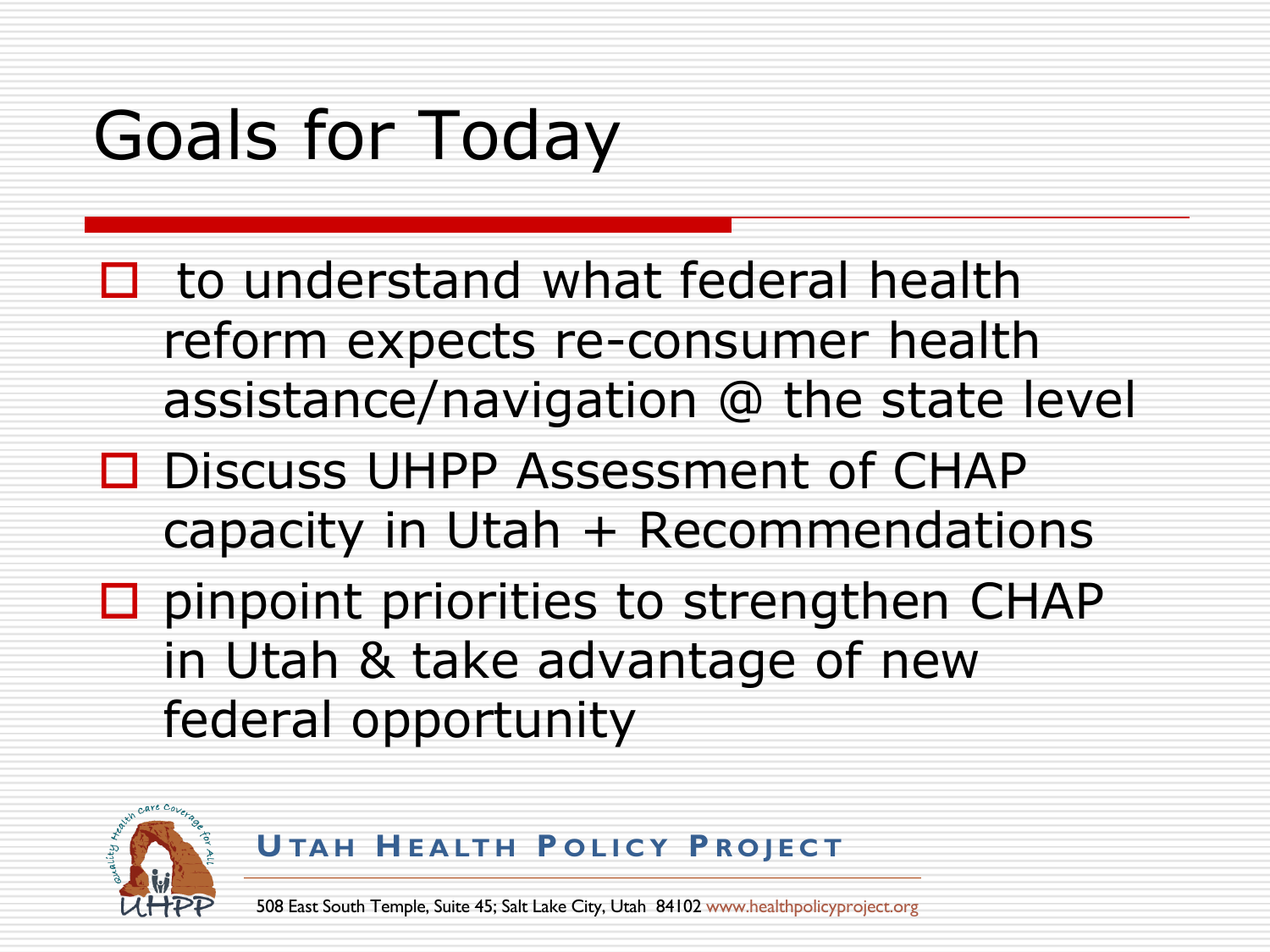# Goals for Today

- to understand what federal health reform expects re-consumer health assistance/navigation @ the state level
- Discuss UHPP Assessment of CHAP capacity in Utah + Recommendations
- pinpoint priorities to strengthen CHAP in Utah & take advantage of new federal opportunity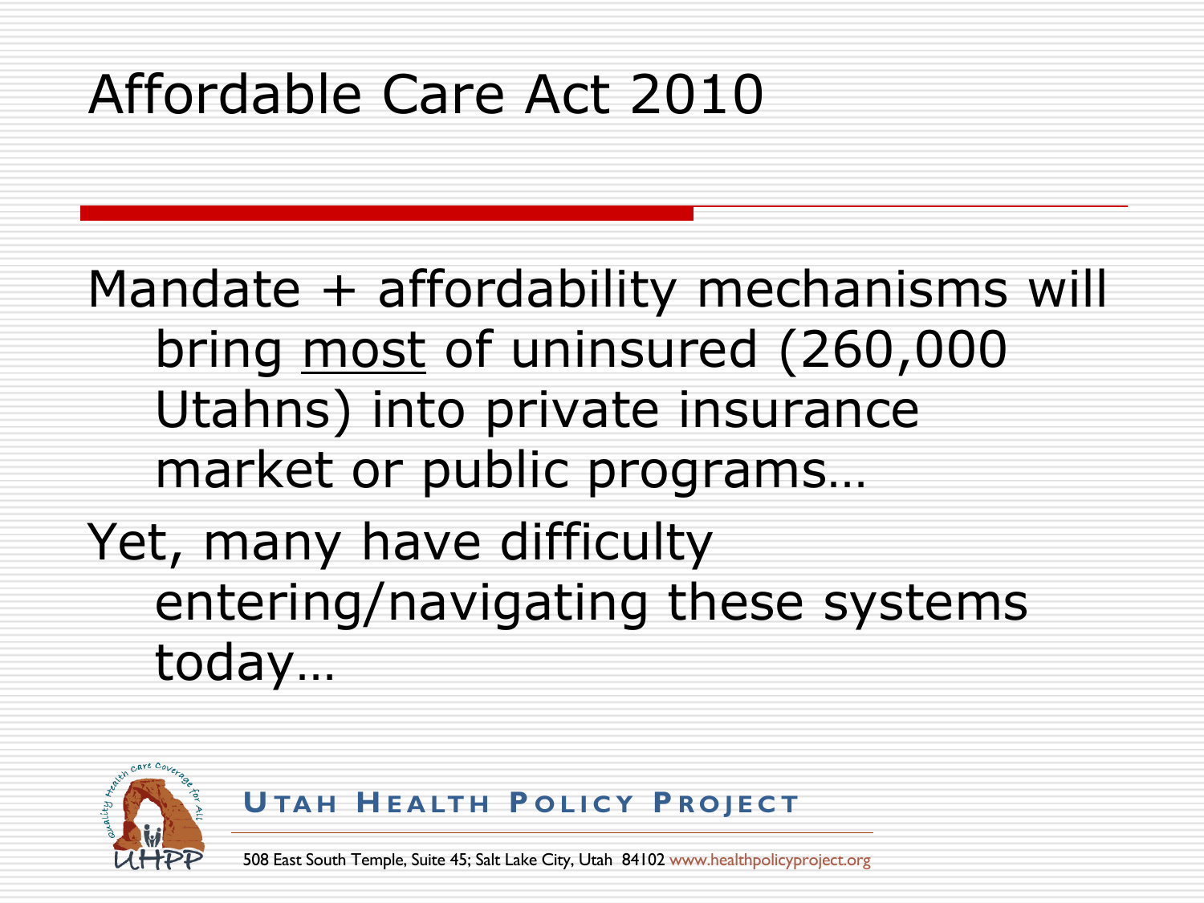# Affordable Care Act 2010

Mandate + affordability mechanisms will bring most of uninsured (260,000 Utahns) into private insurance market or public programs…

Yet, many have difficulty entering/navigating these systems today…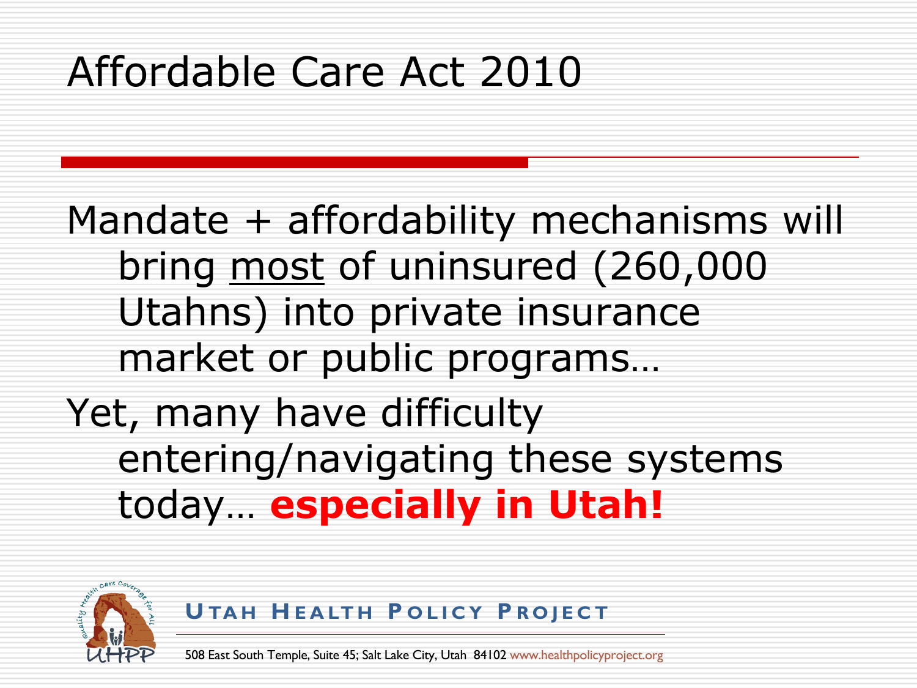# Affordable Care Act 2010

Mandate + affordability mechanisms will bring most of uninsured (260,000 Utahns) into private insurance market or public programs…

Yet, many have difficulty entering/navigating these systems today… **especially in Utah!**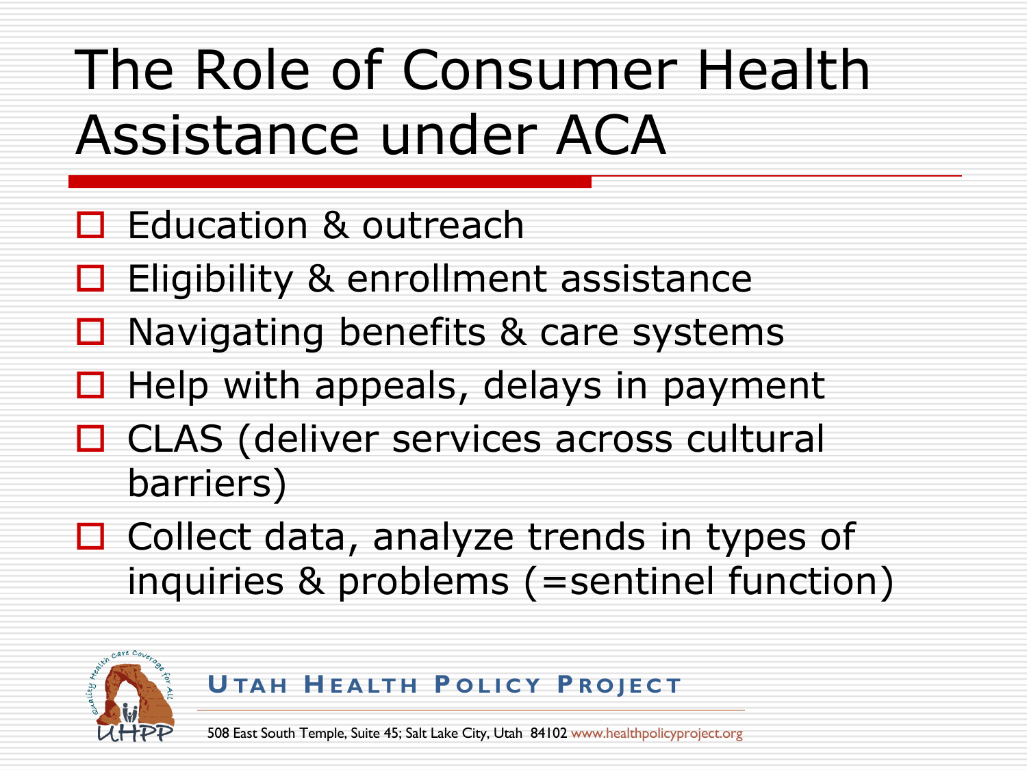# The Role of Consumer Health Assistance under ACA

- Education & outreach
- Eligibility & enrollment assistance
- Navigating benefits & care systems
- Help with appeals, delays in payment
- CLAS (deliver services across cultural barriers)
- Collect data, analyze trends in types of inquiries & problems (=sentinel function)

UTAH HEALTH POLICY PROJECT

508 East South Temple, Suite 45; Salt Lake City, Utah 84102 www.healthpolicyproject.org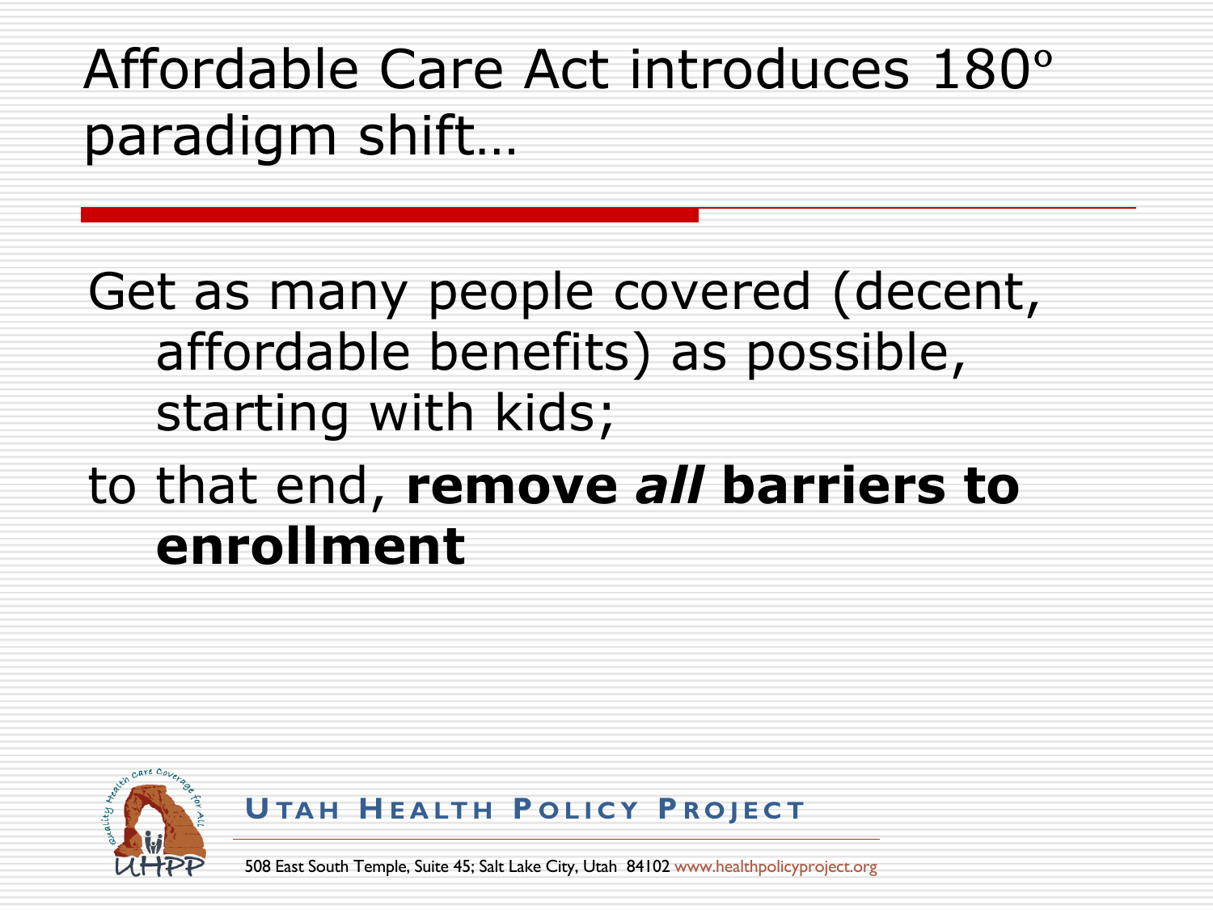# Affordable Care Act introduces 180º paradigm shift…

Get as many people covered (decent, affordable benefits) as possible, starting with kids;

to that end, **remove *all* barriers to enrollment**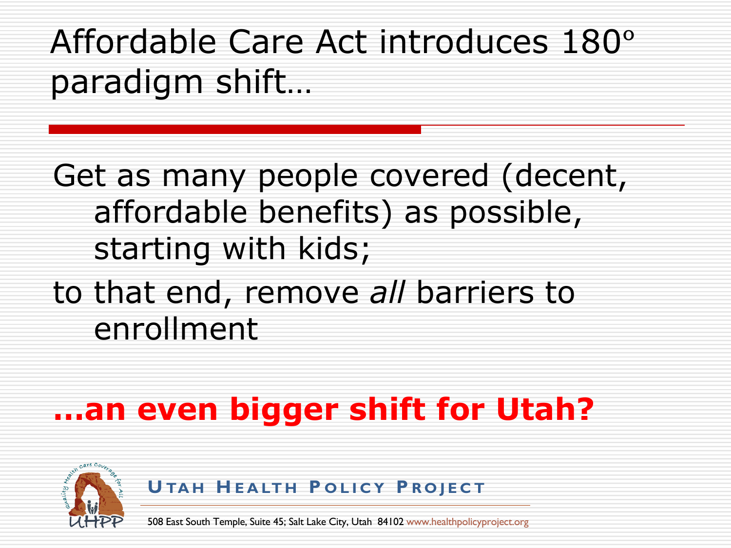# Affordable Care Act introduces 180º paradigm shift…

Get as many people covered (decent, affordable benefits) as possible, starting with kids;

to that end, remove *all* barriers to enrollment

**…an even bigger shift for Utah?**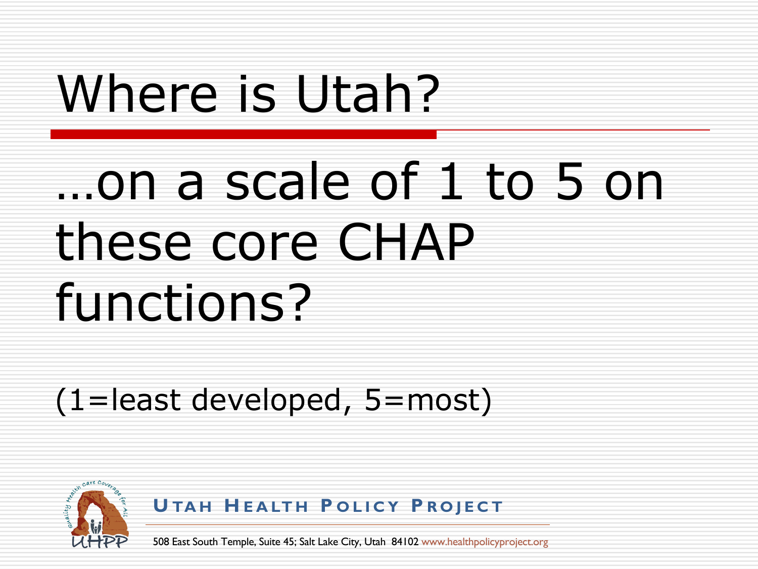# Where is Utah?

…on a scale of 1 to 5 on these core CHAP functions?

(1=least developed, 5=most)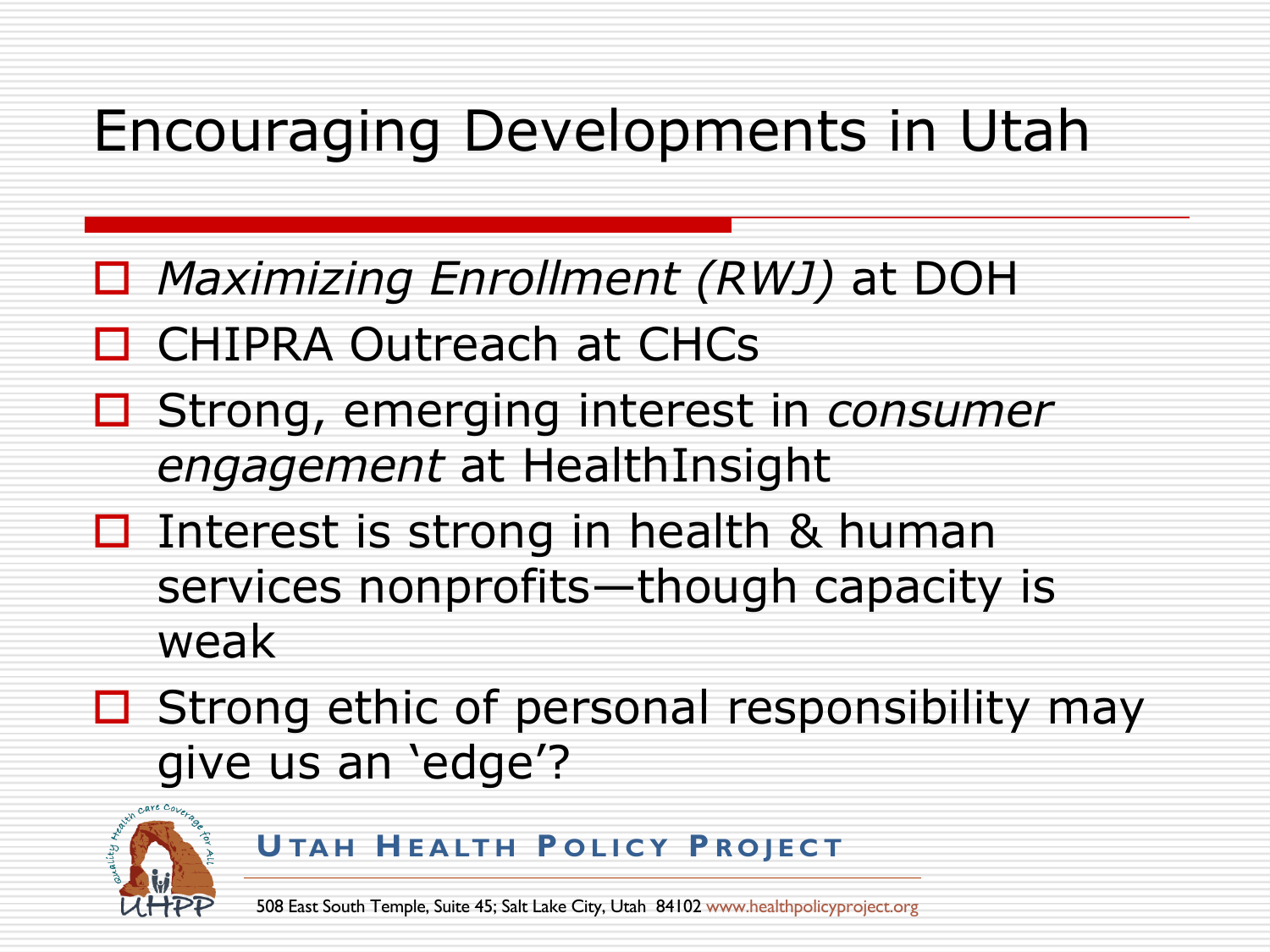# Encouraging Developments in Utah

- *Maximizing Enrollment (RWJ)* at DOH
- CHIPRA Outreach at CHCs
- Strong, emerging interest in *consumer engagement* at HealthInsight
- Interest is strong in health & human services nonprofits—though capacity is weak
- Strong ethic of personal responsibility may give us an 'edge'?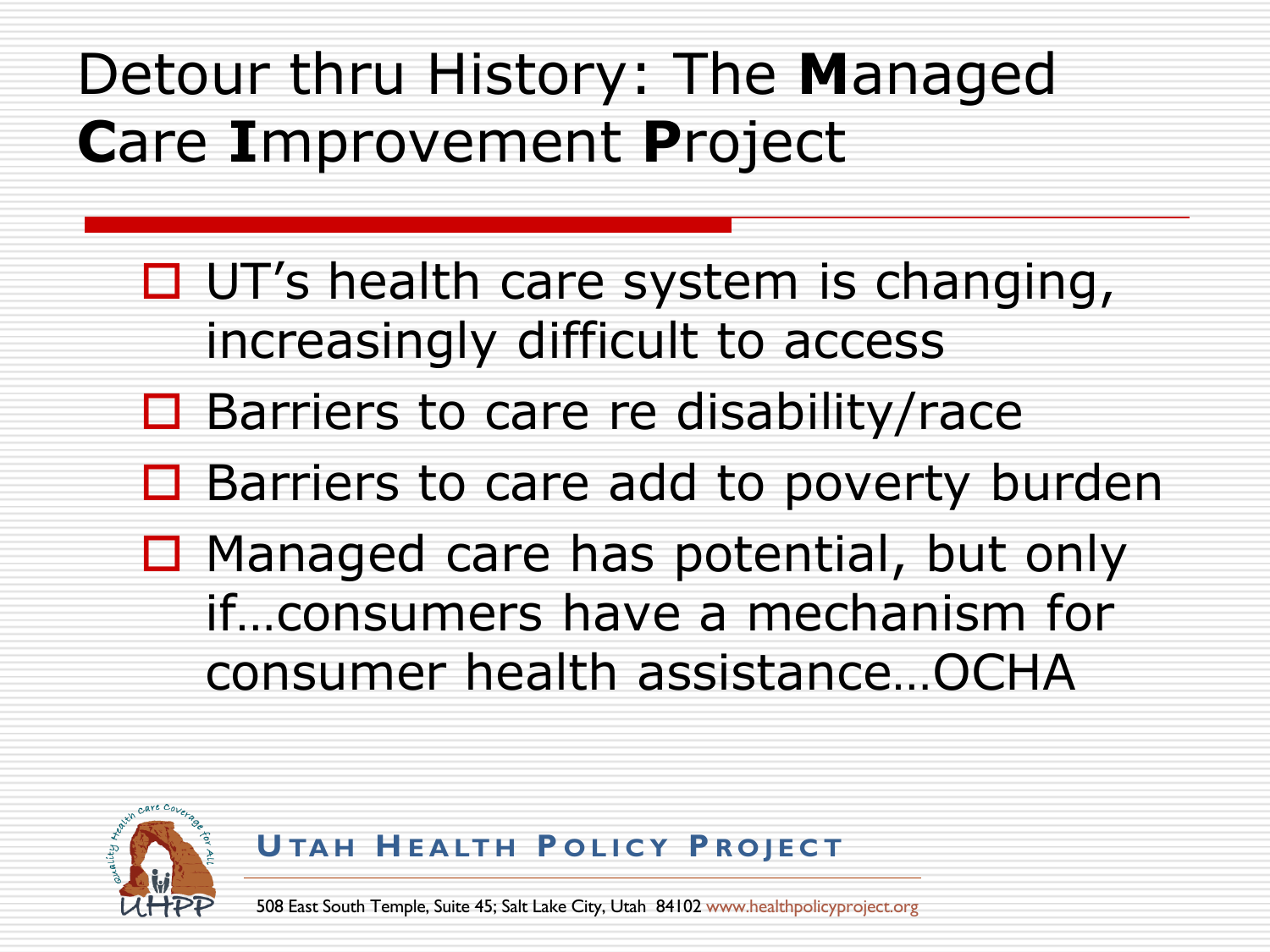# Detour thru History: The **M**anaged **C**are **I**mprovement **P**roject

- UT's health care system is changing, increasingly difficult to access
- Barriers to care re disability/race
- Barriers to care add to poverty burden
- Managed care has potential, but only if…consumers have a mechanism for consumer health assistance…OCHA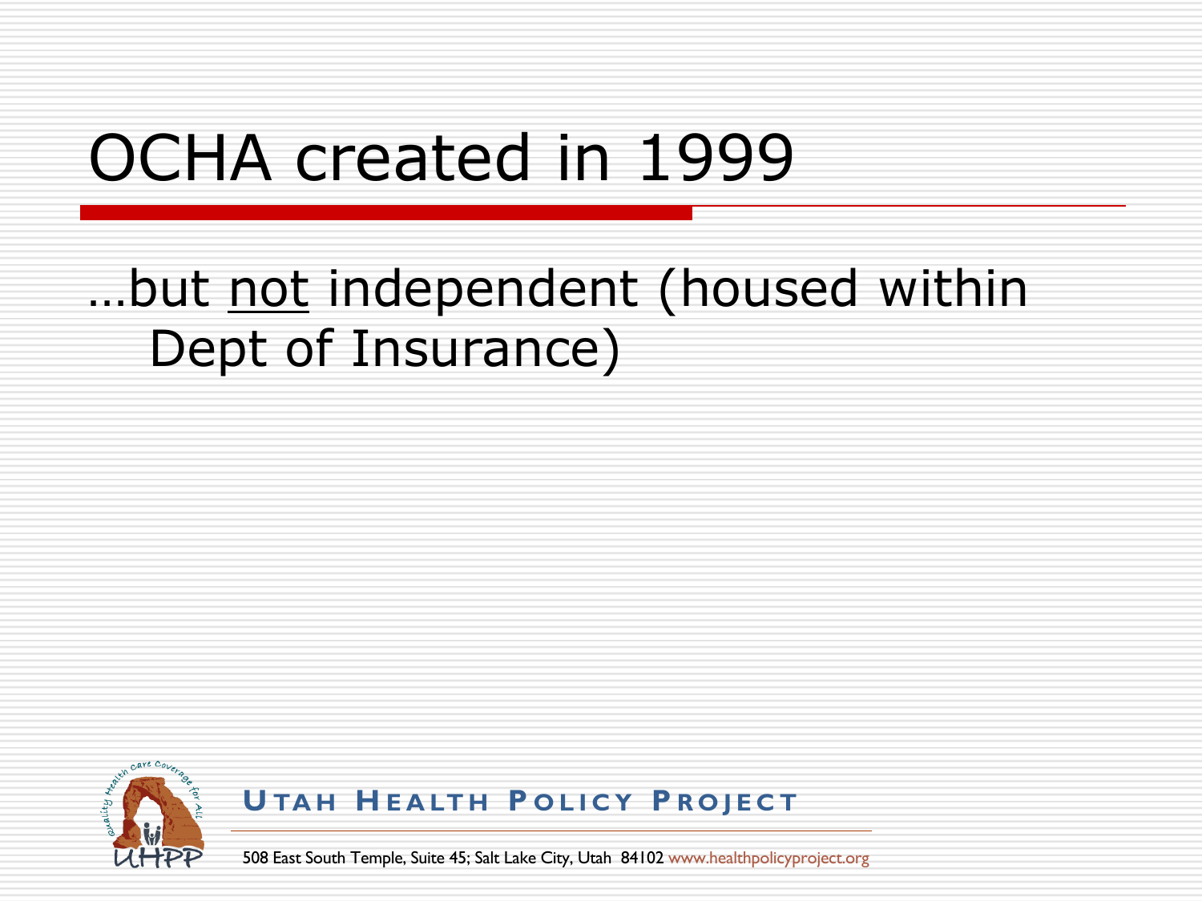# OCHA created in 1999

…but not independent (housed within Dept of Insurance)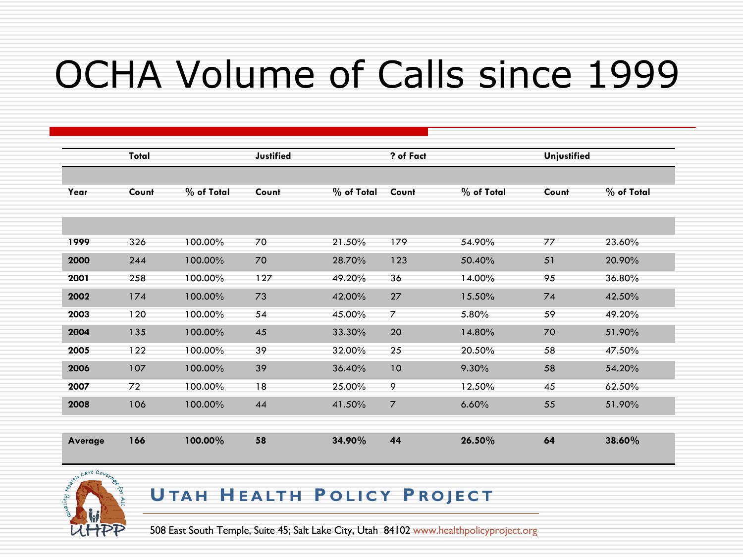# OCHA Volume of Calls since 1999

| | Total | | Justified | | ? of Fact | | Unjustified | |
|---|---|---|---|---|---|---|---|---|
| **Year** | **Count** | **% of Total** | **Count** | **% of Total** | **Count** | **% of Total** | **Count** | **% of Total** |
| **1999** | 326 | 100.00% | 70 | 21.50% | 179 | 54.90% | 77 | 23.60% |
| **2000** | 244 | 100.00% | 70 | 28.70% | 123 | 50.40% | 51 | 20.90% |
| **2001** | 258 | 100.00% | 127 | 49.20% | 36 | 14.00% | 95 | 36.80% |
| **2002** | 174 | 100.00% | 73 | 42.00% | 27 | 15.50% | 74 | 42.50% |
| **2003** | 120 | 100.00% | 54 | 45.00% | 7 | 5.80% | 59 | 49.20% |
| **2004** | 135 | 100.00% | 45 | 33.30% | 20 | 14.80% | 70 | 51.90% |
| **2005** | 122 | 100.00% | 39 | 32.00% | 25 | 20.50% | 58 | 47.50% |
| **2006** | 107 | 100.00% | 39 | 36.40% | 10 | 9.30% | 58 | 54.20% |
| **2007** | 72 | 100.00% | 18 | 25.00% | 9 | 12.50% | 45 | 62.50% |
| **2008** | 106 | 100.00% | 44 | 41.50% | 7 | 6.60% | 55 | 51.90% |
| **Average** | **166** | **100.00%** | **58** | **34.90%** | **44** | **26.50%** | **64** | **38.60%** |

**UTAH HEALTH POLICY PROJECT**

508 East South Temple, Suite 45; Salt Lake City, Utah 84102 www.healthpolicyproject.org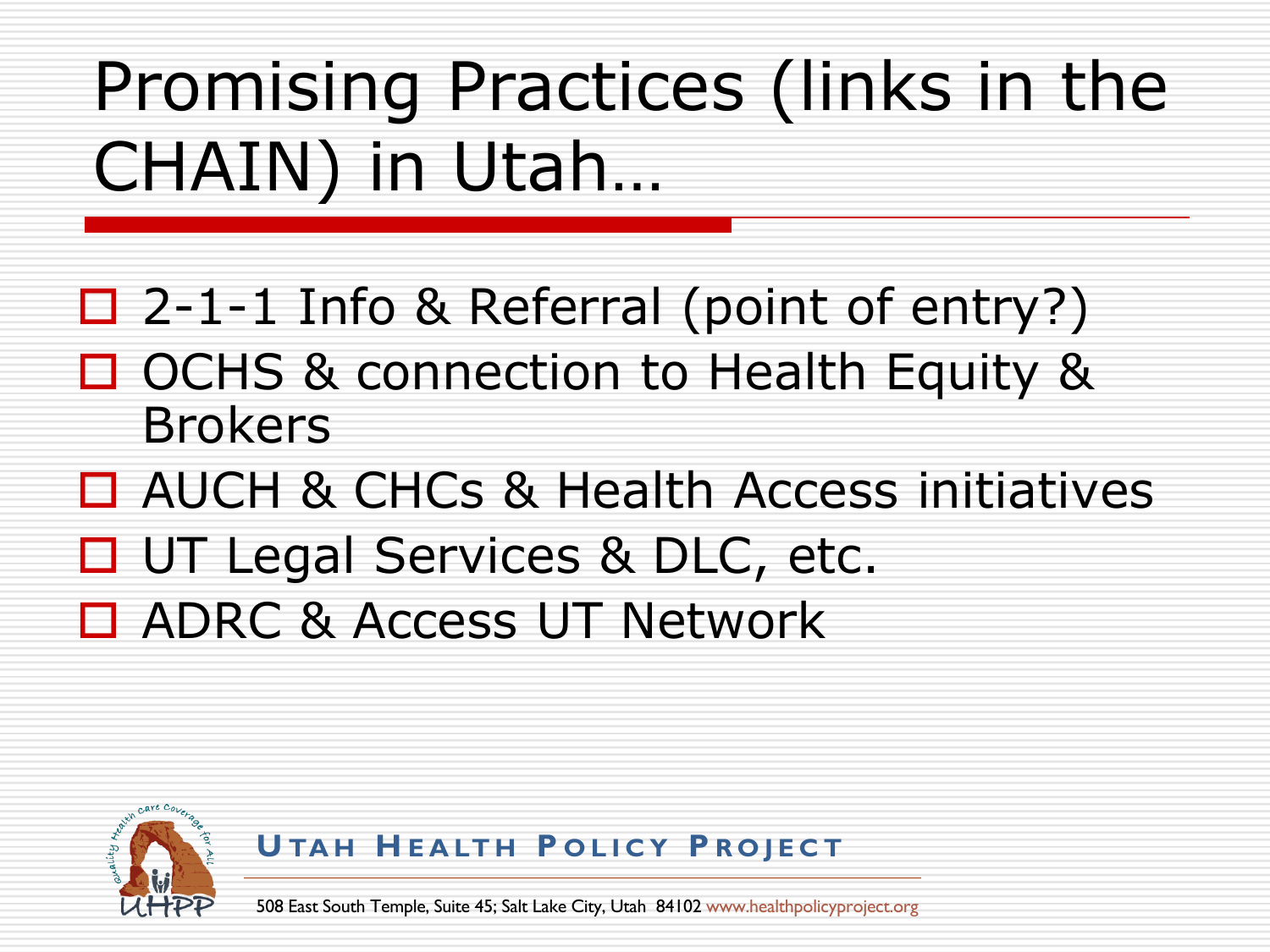# Promising Practices (links in the CHAIN) in Utah…

- 2-1-1 Info & Referral (point of entry?)
- OCHS & connection to Health Equity & Brokers
- AUCH & CHCs & Health Access initiatives
- UT Legal Services & DLC, etc.
- ADRC & Access UT Network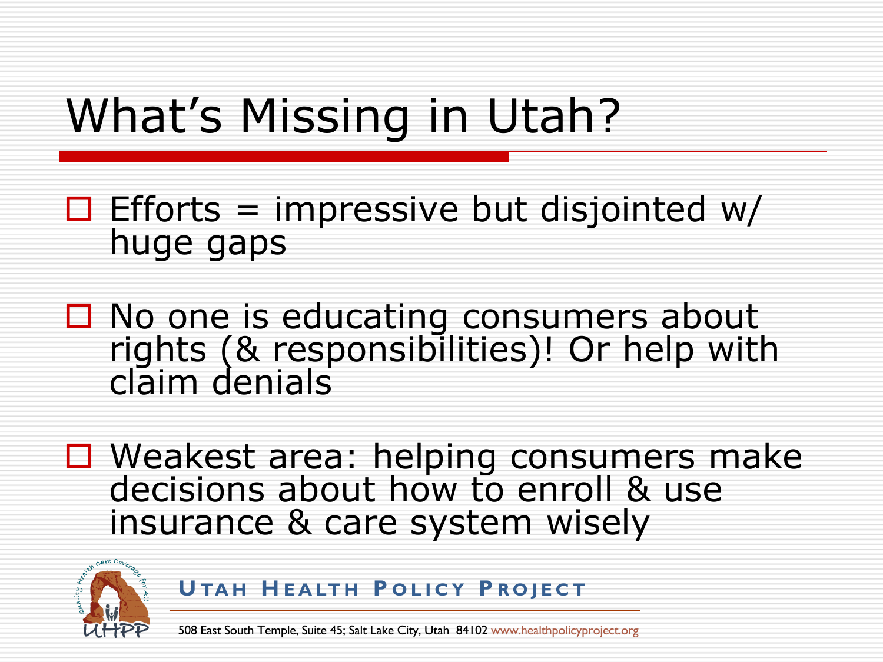# What's Missing in Utah?

- Efforts = impressive but disjointed w/ huge gaps
- No one is educating consumers about rights (& responsibilities)! Or help with claim denials
- Weakest area: helping consumers make decisions about how to enroll & use insurance & care system wisely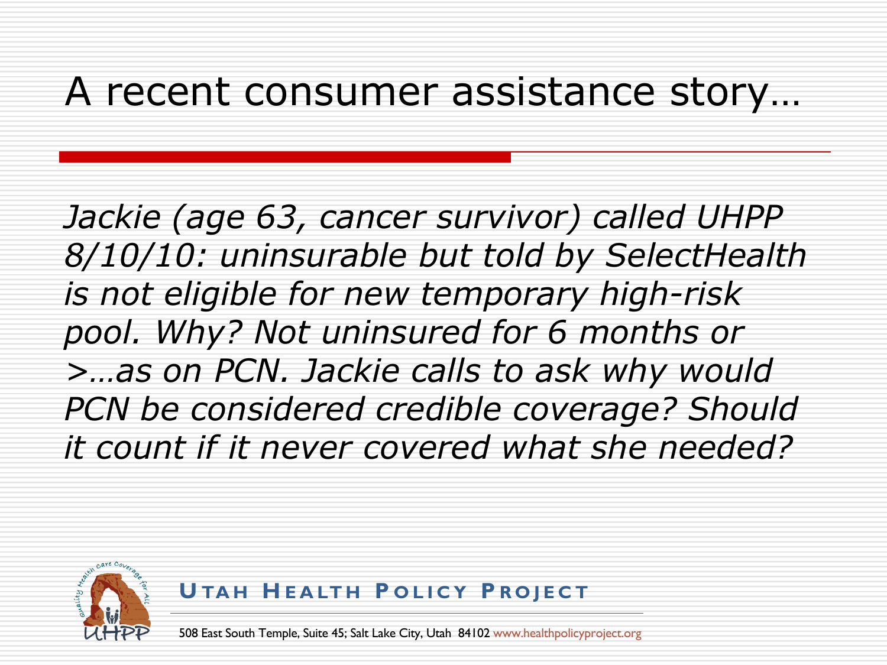# A recent consumer assistance story…

*Jackie (age 63, cancer survivor) called UHPP 8/10/10: uninsurable but told by SelectHealth is not eligible for new temporary high-risk pool. Why? Not uninsured for 6 months or >…as on PCN. Jackie calls to ask why would PCN be considered credible coverage? Should it count if it never covered what she needed?*

**UTAH HEALTH POLICY PROJECT**

508 East South Temple, Suite 45; Salt Lake City, Utah 84102 www.healthpolicyproject.org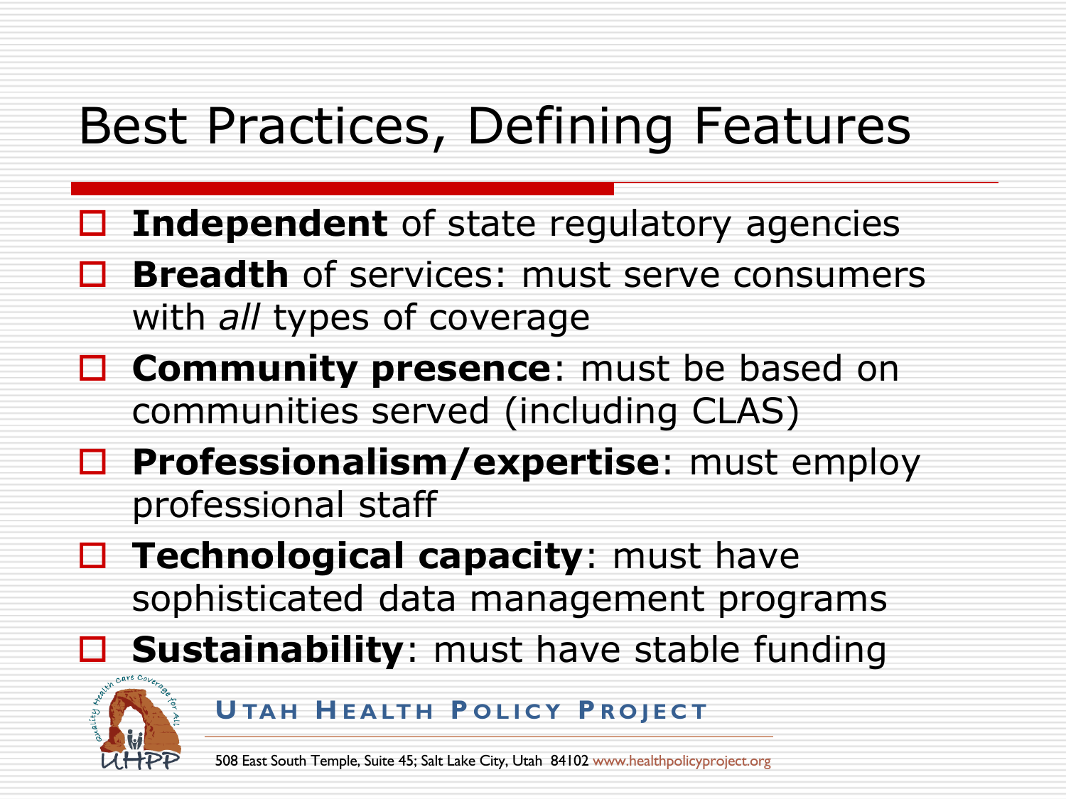# Best Practices, Defining Features

- **Independent** of state regulatory agencies
- **Breadth** of services: must serve consumers with *all* types of coverage
- **Community presence**: must be based on communities served (including CLAS)
- **Professionalism/expertise**: must employ professional staff
- **Technological capacity**: must have sophisticated data management programs
- **Sustainability**: must have stable funding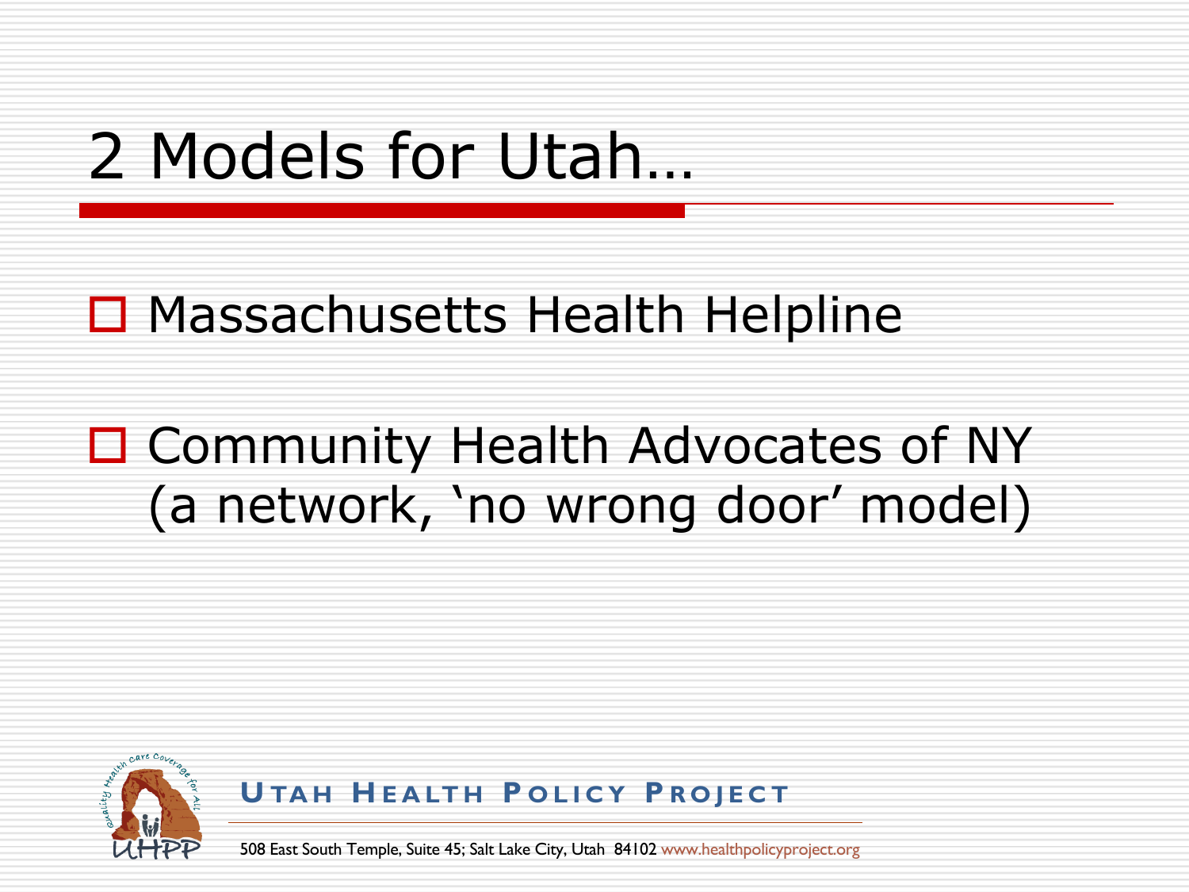# 2 Models for Utah…

- Massachusetts Health Helpline
- Community Health Advocates of NY (a network, 'no wrong door' model)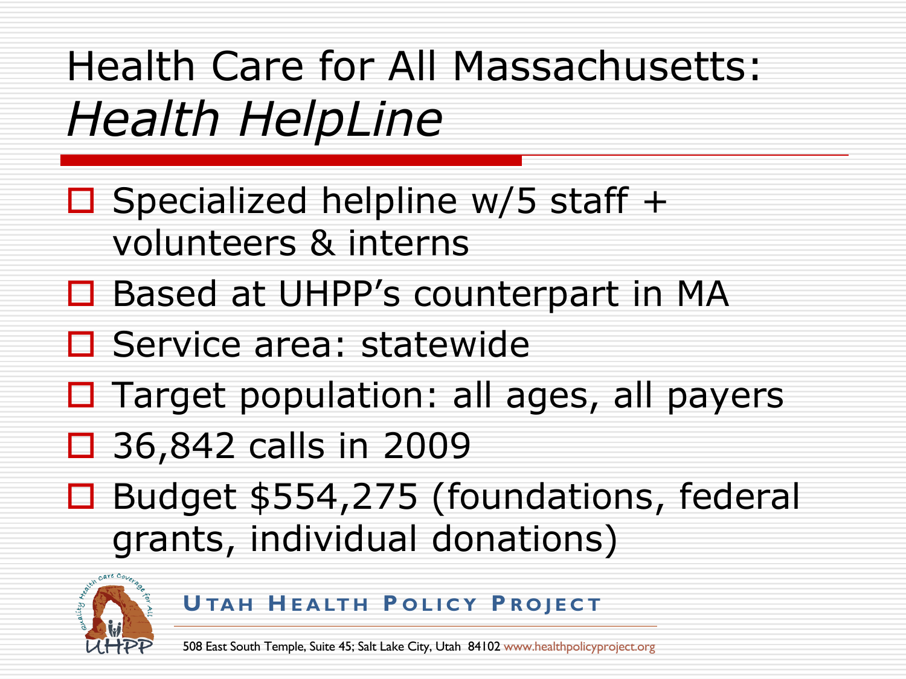# Health Care for All Massachusetts: *Health HelpLine*

- Specialized helpline w/5 staff + volunteers & interns
- Based at UHPP's counterpart in MA
- Service area: statewide
- Target population: all ages, all payers
- 36,842 calls in 2009
- Budget $554,275 (foundations, federal grants, individual donations)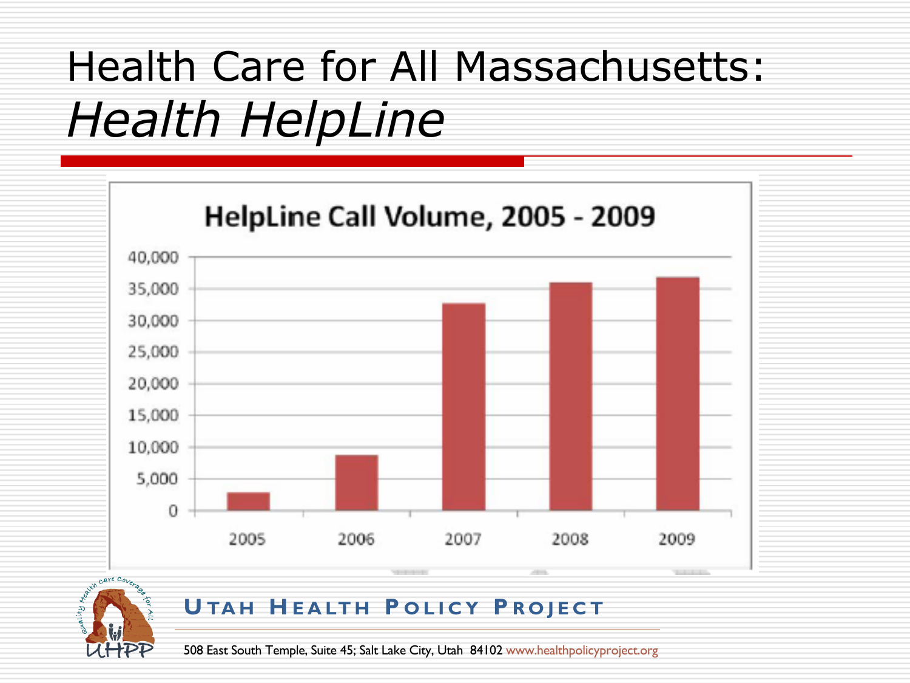# Health Care for All Massachusetts: *Health HelpLine*

**HelpLine Call Volume, 2005 - 2009**

| Year | Call Volume (approx.) |
|---|---|
| 2005 | ~3,000 |
| 2006 | ~9,000 |
| 2007 | ~33,000 |
| 2008 | ~36,000 |
| 2009 | ~37,000 |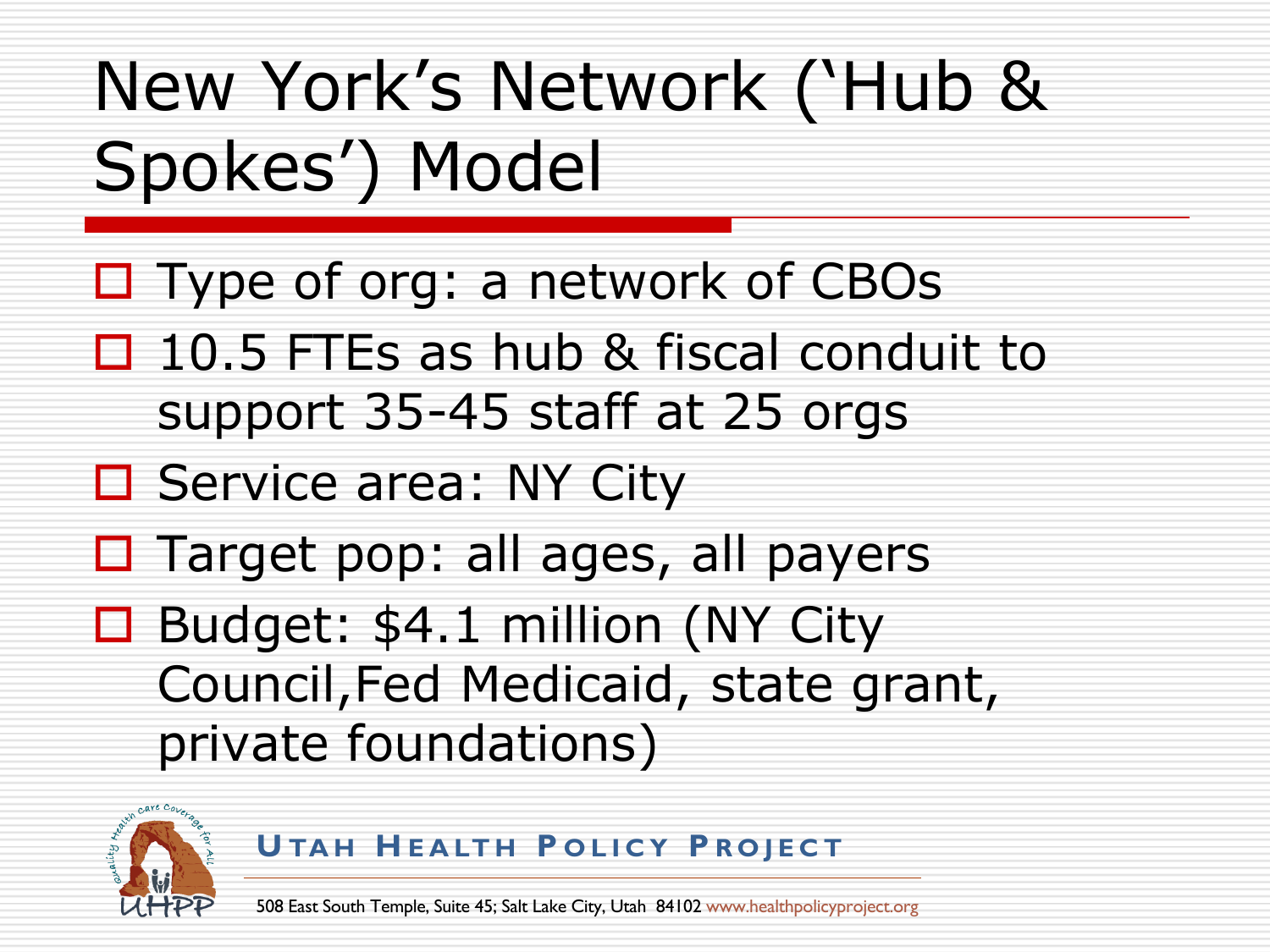# New York's Network ('Hub & Spokes') Model

- Type of org: a network of CBOs
- 10.5 FTEs as hub & fiscal conduit to support 35-45 staff at 25 orgs
- Service area: NY City
- Target pop: all ages, all payers
- Budget: $4.1 million (NY City Council,Fed Medicaid, state grant, private foundations)

UTAH HEALTH POLICY PROJECT

508 East South Temple, Suite 45; Salt Lake City, Utah 84102 www.healthpolicyproject.org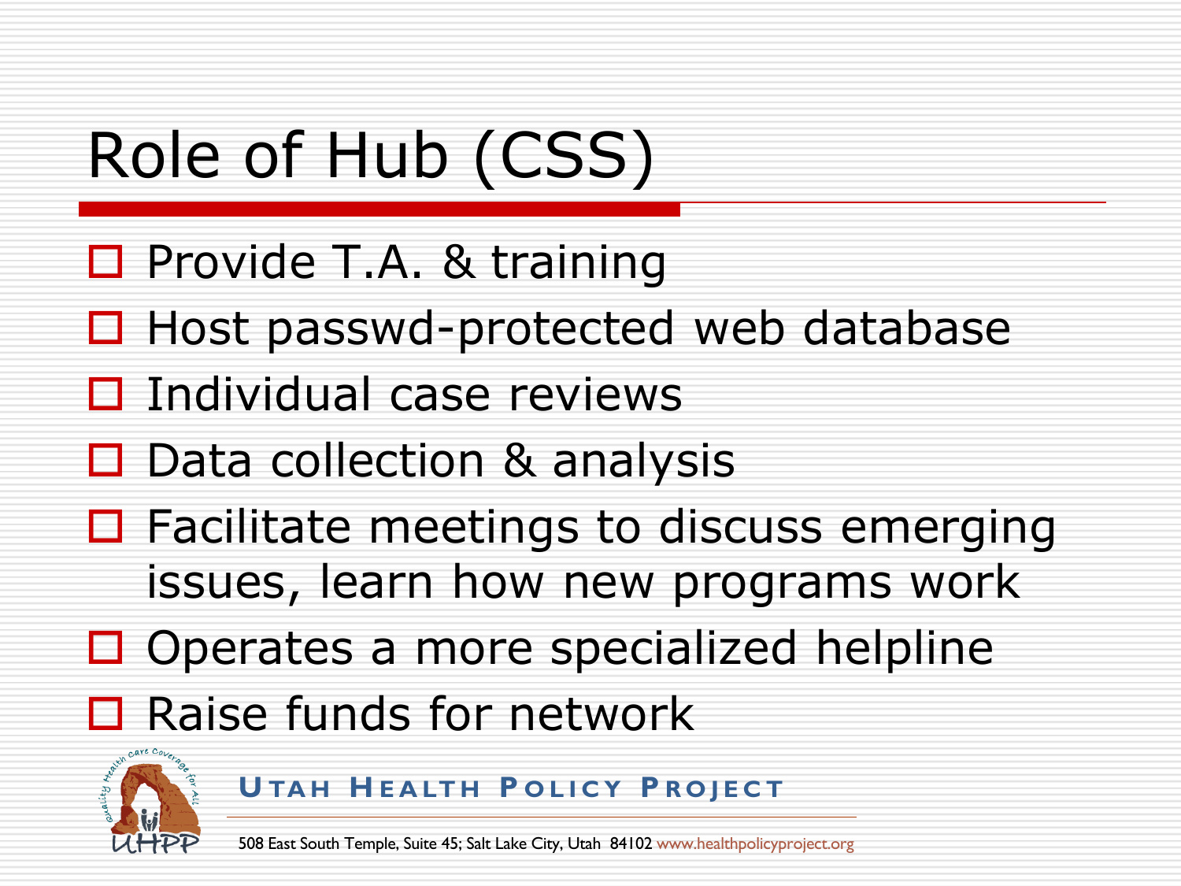# Role of Hub (CSS)

- Provide T.A. & training
- Host passwd-protected web database
- Individual case reviews
- Data collection & analysis
- Facilitate meetings to discuss emerging issues, learn how new programs work
- Operates a more specialized helpline
- Raise funds for network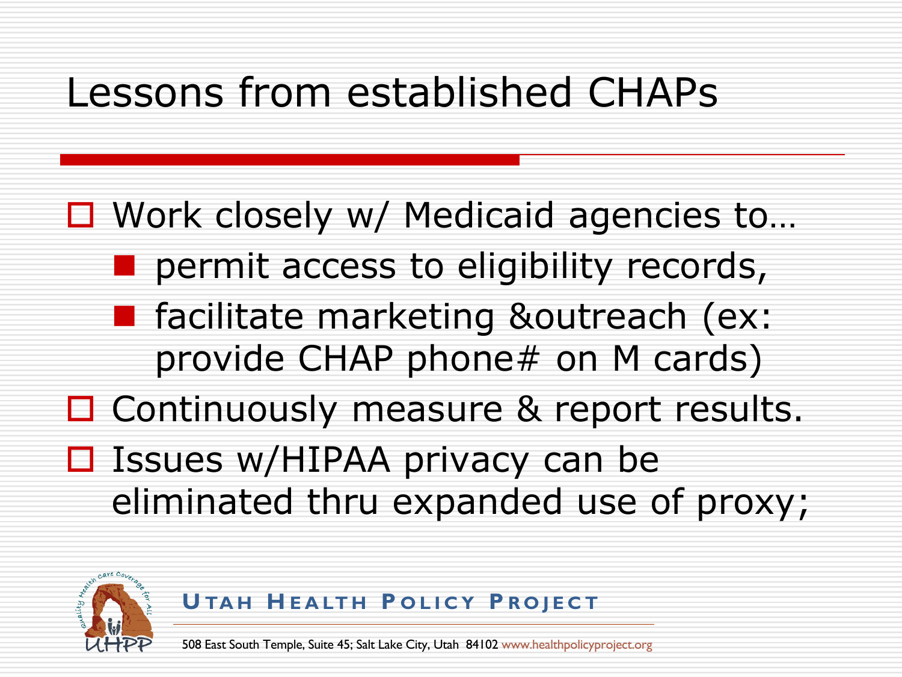# Lessons from established CHAPs

- Work closely w/ Medicaid agencies to…
  - permit access to eligibility records,
  - facilitate marketing &outreach (ex: provide CHAP phone# on M cards)
- Continuously measure & report results.
- Issues w/HIPAA privacy can be eliminated thru expanded use of proxy;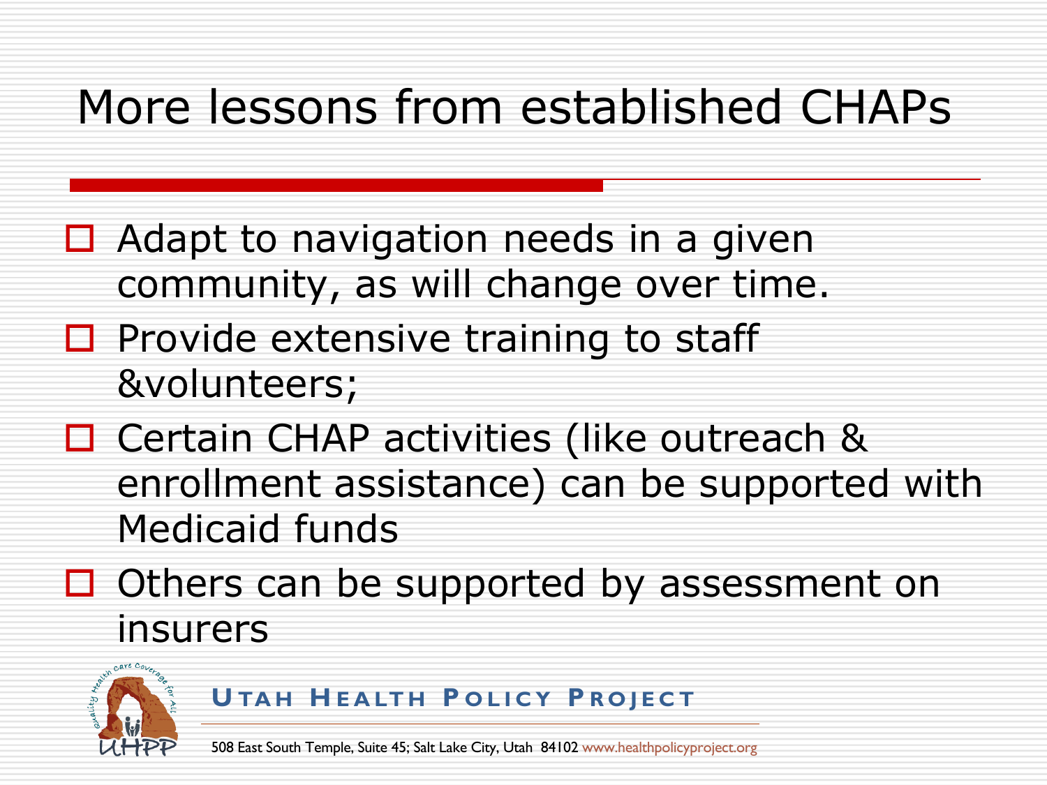# More lessons from established CHAPs

- Adapt to navigation needs in a given community, as will change over time.
- Provide extensive training to staff &volunteers;
- Certain CHAP activities (like outreach & enrollment assistance) can be supported with Medicaid funds
- Others can be supported by assessment on insurers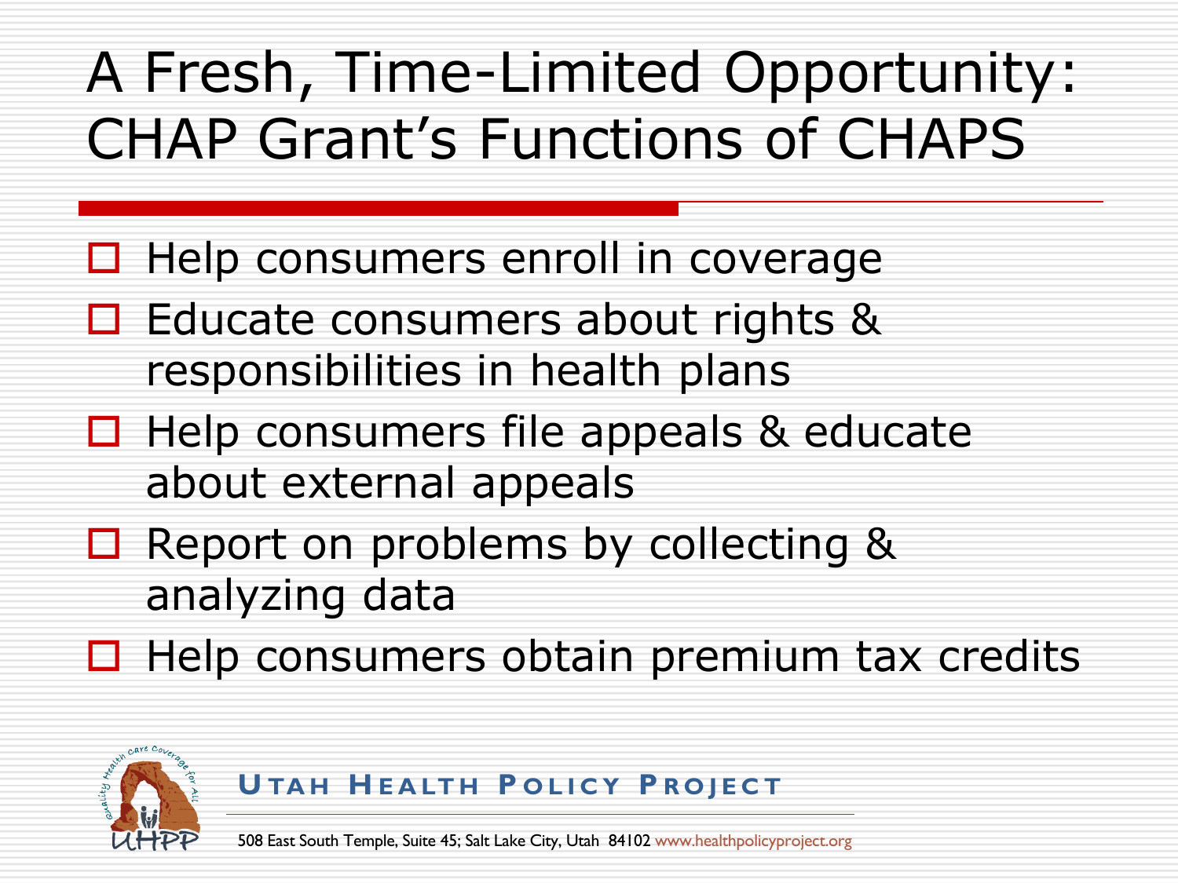# A Fresh, Time-Limited Opportunity: CHAP Grant's Functions of CHAPS

- Help consumers enroll in coverage
- Educate consumers about rights & responsibilities in health plans
- Help consumers file appeals & educate about external appeals
- Report on problems by collecting & analyzing data
- Help consumers obtain premium tax credits